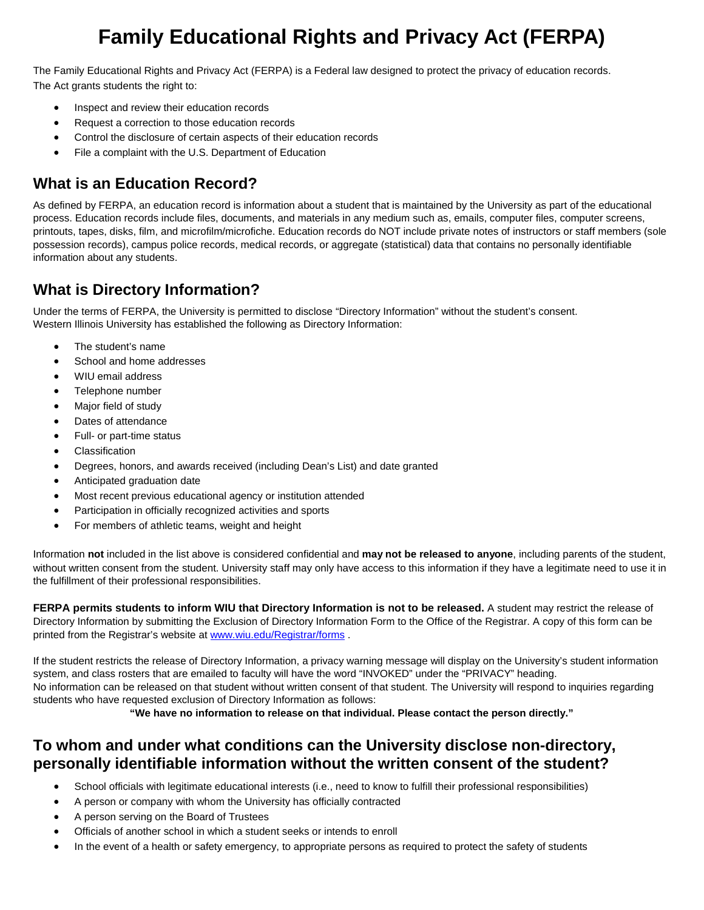# Family Educational Rights and Privacy Act (FERPA)

The Family Educational Rights and Privacy Act (FERPA) is a Federal law designed to protect the privacy of education records. The Act grants students the right to:

- Inspect and review their education records
- Request a correction to those education records
- Control the disclosure of certain aspects of their education records
- File a complaint with the U.S. Department of Education

## What is an Education Record?

As defined by FERPA, an education record is information about a student that is maintained by the University as part of the educational process. Education records include files, documents, and materials in any medium such as, emails, computer files, computer screens, printouts, tapes, disks, film, and microfilm/microfiche. Education records do NOT include private notes of instructors or staff members (sole possession records), campus police records, medical records, or aggregate (statistical) data that contains no personally identifiable information about any students.

## What is Directory Information?

Under the terms of FERPA, the University is permitted to disclose "Directory Information" without the student's consent. Western Illinois University has established the following as Directory Information:

- The student's name
- School and home addresses
- WIU email address
- Telephone number
- Major field of study
- Dates of attendance
- Full- or part-time status
- Classification
- Degrees, honors, and awards received (including Dean's List) and date granted
- Anticipated graduation date
- Most recent previous educational agency or institution attended
- Participation in officially recognized activities and sports
- For members of athletic teams, weight and height

Information **not** included in the list above is considered confidential and **may not be released to anyone**, including parents of the student, without written consent from the student. University staff may only have access to this information if they have a legitimate need to use it in the fulfillment of their professional responsibilities.

**FERPA permits students to inform WIU that Directory Information is not to be released.** A student may restrict the release of Directory Information by submitting the Exclusion of Directory Information Form to the Office of the Registrar. A copy of this form can be printed from the Registrar's website at [www.wiu.edu/Registrar/forms](www.wiu.edu/Registrar/forms) .

If the student restricts the release of Directory Information, a privacy warning message will display on the University's student information system, and class rosters that are emailed to faculty will have the word "INVOKED" under the "PRIVACY" heading. No information can be released on that student without written consent of that student. The University will respond to inquiries regarding students who have requested exclusion of Directory Information as follows:

**"We have no information to release on that individual. Please contact the person directly."**

## To whom and under what conditions can the University disclose non-directory, personally identifiable information without the written consent of the student?

- School officials with legitimate educational interests (i.e., need to know to fulfill their professional responsibilities)
- A person or company with whom the University has officially contracted
- A person serving on the Board of Trustees
- Officials of another school in which a student seeks or intends to enroll
- In the event of a health or safety emergency, to appropriate persons as required to protect the safety of students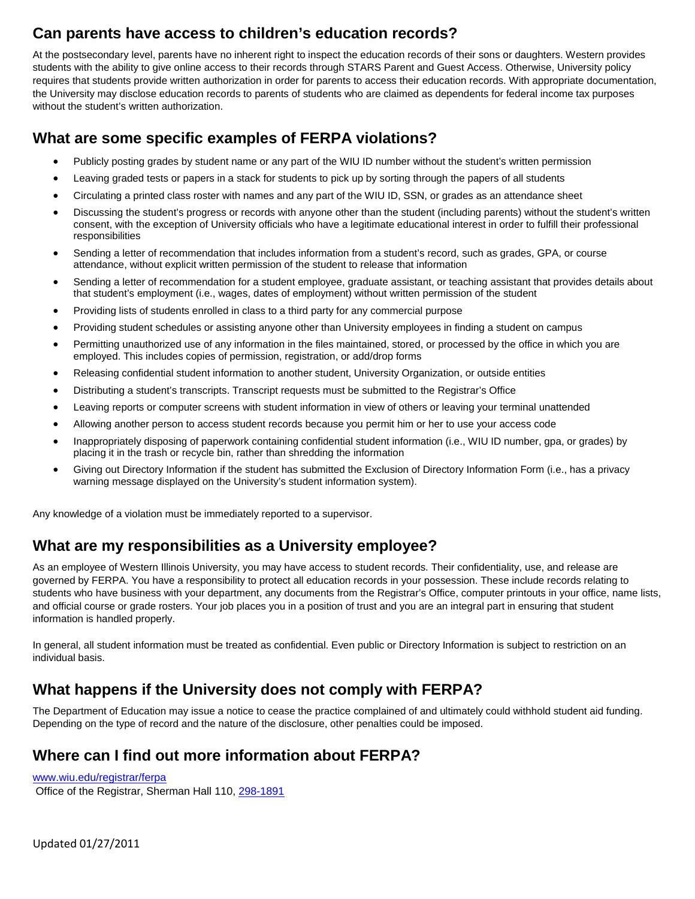## Can parents have access to children's education records?

At the postsecondary level, parents have no inherent right to inspect the education records of their sons or daughters. Western provides students with the ability to give online access to their records through STARS Parent and Guest Access. Otherwise, University policy requires that students provide written authorization in order for parents to access their education records. With appropriate documentation, the University may disclose education records to parents of students who are claimed as dependents for federal income tax purposes without the student's written authorization.

## What are some specific examples of FERPA violations?

- Publicly posting grades by student name or any part of the WIU ID number without the student's written permission
- Leaving graded tests or papers in a stack for students to pick up by sorting through the papers of all students
- Circulating a printed class roster with names and any part of the WIU ID, SSN, or grades as an attendance sheet
- Discussing the student's progress or records with anyone other than the student (including parents) without the student's written consent, with the exception of University officials who have a legitimate educational interest in order to fulfill their professional responsibilities
- Sending a letter of recommendation that includes information from a student's record, such as grades, GPA, or course attendance, without explicit written permission of the student to release that information
- Sending a letter of recommendation for a student employee, graduate assistant, or teaching assistant that provides details about that student's employment (i.e., wages, dates of employment) without written permission of the student
- Providing lists of students enrolled in class to a third party for any commercial purpose
- Providing student schedules or assisting anyone other than University employees in finding a student on campus
- Permitting unauthorized use of any information in the files maintained, stored, or processed by the office in which you are employed. This includes copies of permission, registration, or add/drop forms
- Releasing confidential student information to another student, University Organization, or outside entities
- Distributing a student's transcripts. Transcript requests must be submitted to the Registrar's Office
- Leaving reports or computer screens with student information in view of others or leaving your terminal unattended
- Allowing another person to access student records because you permit him or her to use your access code
- Inappropriately disposing of paperwork containing confidential student information (i.e., WIU ID number, gpa, or grades) by placing it in the trash or recycle bin, rather than shredding the information
- Giving out Directory Information if the student has submitted the Exclusion of Directory Information Form (i.e., has a privacy warning message displayed on the University's student information system).

Any knowledge of a violation must be immediately reported to a supervisor.

## What are my responsibilities as a University employee?

As an employee of Western Illinois University, you may have access to student records. Their confidentiality, use, and release are governed by FERPA. You have a responsibility to protect all education records in your possession. These include records relating to students who have business with your department, any documents from the Registrar's Office, computer printouts in your office, name lists, and official course or grade rosters. Your job places you in a position of trust and you are an integral part in ensuring that student information is handled properly.

In general, all student information must be treated as confidential. Even public or Directory Information is subject to restriction on an individual basis.

## What happens if the University does not comply with FERPA?

The Department of Education may issue a notice to cease the practice complained of and ultimately could withhold student aid funding. Depending on the type of record and the nature of the disclosure, other penalties could be imposed.

## Where can I find out more information about FERPA?

www.wiu.edu/registrar/ferpa

Office of the Registrar, Sherman Hall 110, 298-1891

Updated 01/27/2011